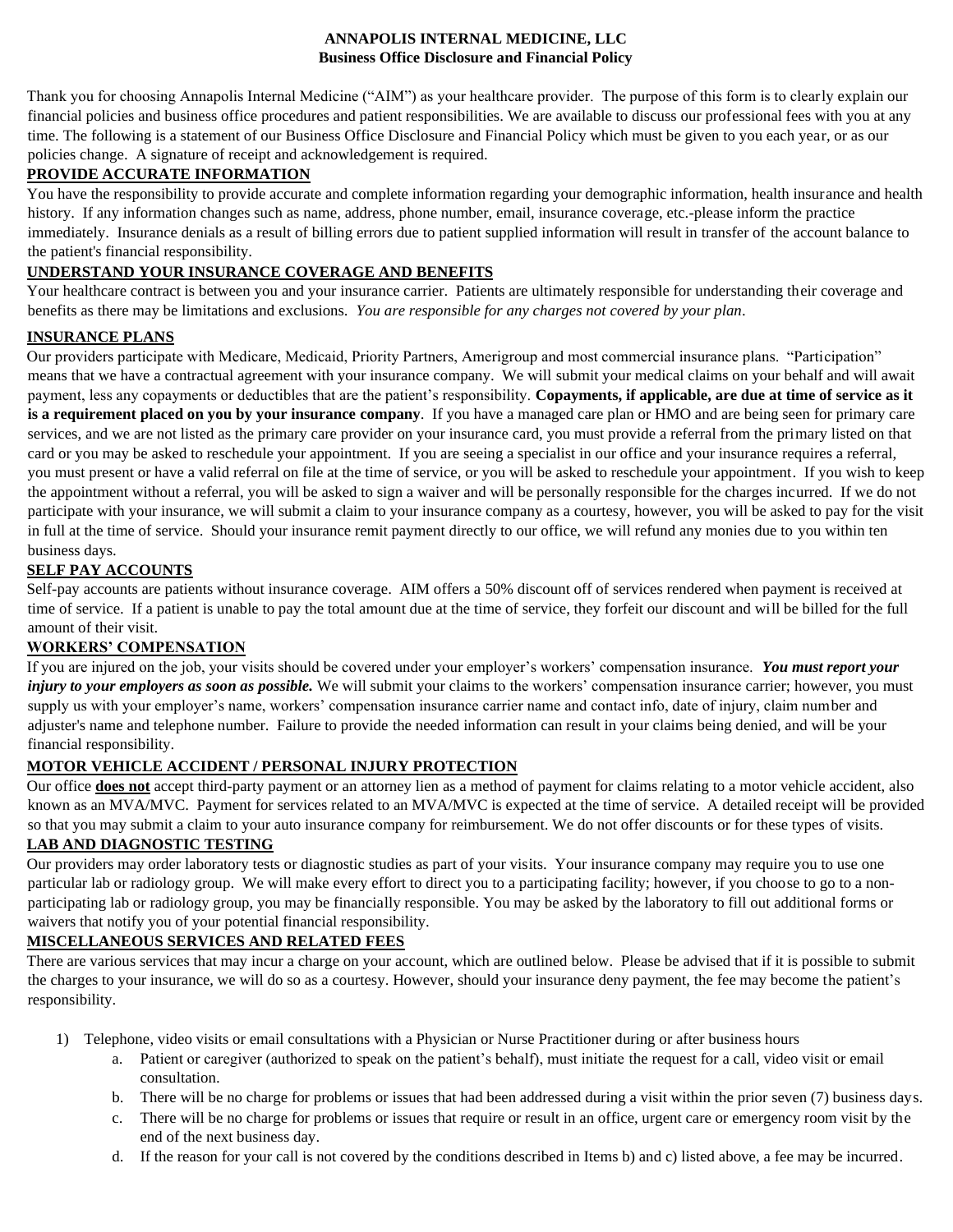**ANNAPOLIS INTERNAL MEDICINE, LLC**
**Business Office Disclosure and Financial Policy**

Thank you for choosing Annapolis Internal Medicine ("AIM") as your healthcare provider. The purpose of this form is to clearly explain our financial policies and business office procedures and patient responsibilities. We are available to discuss our professional fees with you at any time. The following is a statement of our Business Office Disclosure and Financial Policy which must be given to you each year, or as our policies change. A signature of receipt and acknowledgement is required.

**PROVIDE ACCURATE INFORMATION**

You have the responsibility to provide accurate and complete information regarding your demographic information, health insurance and health history. If any information changes such as name, address, phone number, email, insurance coverage, etc.-please inform the practice immediately. Insurance denials as a result of billing errors due to patient supplied information will result in transfer of the account balance to the patient's financial responsibility.

**UNDERSTAND YOUR INSURANCE COVERAGE AND BENEFITS**

Your healthcare contract is between you and your insurance carrier. Patients are ultimately responsible for understanding their coverage and benefits as there may be limitations and exclusions. *You are responsible for any charges not covered by your plan*.

**INSURANCE PLANS**

Our providers participate with Medicare, Medicaid, Priority Partners, Amerigroup and most commercial insurance plans. "Participation" means that we have a contractual agreement with your insurance company. We will submit your medical claims on your behalf and will await payment, less any copayments or deductibles that are the patient's responsibility. **Copayments, if applicable, are due at time of service as it is a requirement placed on you by your insurance company**. If you have a managed care plan or HMO and are being seen for primary care services, and we are not listed as the primary care provider on your insurance card, you must provide a referral from the primary listed on that card or you may be asked to reschedule your appointment. If you are seeing a specialist in our office and your insurance requires a referral, you must present or have a valid referral on file at the time of service, or you will be asked to reschedule your appointment. If you wish to keep the appointment without a referral, you will be asked to sign a waiver and will be personally responsible for the charges incurred. If we do not participate with your insurance, we will submit a claim to your insurance company as a courtesy, however, you will be asked to pay for the visit in full at the time of service. Should your insurance remit payment directly to our office, we will refund any monies due to you within ten business days.

**SELF PAY ACCOUNTS**

Self-pay accounts are patients without insurance coverage. AIM offers a 50% discount off of services rendered when payment is received at time of service. If a patient is unable to pay the total amount due at the time of service, they forfeit our discount and will be billed for the full amount of their visit.

**WORKERS' COMPENSATION**

If you are injured on the job, your visits should be covered under your employer's workers' compensation insurance. ***You must report your injury to your employers as soon as possible.*** We will submit your claims to the workers' compensation insurance carrier; however, you must supply us with your employer's name, workers' compensation insurance carrier name and contact info, date of injury, claim number and adjuster's name and telephone number. Failure to provide the needed information can result in your claims being denied, and will be your financial responsibility.

**MOTOR VEHICLE ACCIDENT / PERSONAL INJURY PROTECTION**

Our office **does not** accept third-party payment or an attorney lien as a method of payment for claims relating to a motor vehicle accident, also known as an MVA/MVC. Payment for services related to an MVA/MVC is expected at the time of service. A detailed receipt will be provided so that you may submit a claim to your auto insurance company for reimbursement. We do not offer discounts or for these types of visits.

**LAB AND DIAGNOSTIC TESTING**

Our providers may order laboratory tests or diagnostic studies as part of your visits. Your insurance company may require you to use one particular lab or radiology group. We will make every effort to direct you to a participating facility; however, if you choose to go to a non-participating lab or radiology group, you may be financially responsible. You may be asked by the laboratory to fill out additional forms or waivers that notify you of your potential financial responsibility.

**MISCELLANEOUS SERVICES AND RELATED FEES**

There are various services that may incur a charge on your account, which are outlined below. Please be advised that if it is possible to submit the charges to your insurance, we will do so as a courtesy. However, should your insurance deny payment, the fee may become the patient's responsibility.

1) Telephone, video visits or email consultations with a Physician or Nurse Practitioner during or after business hours
   a. Patient or caregiver (authorized to speak on the patient's behalf), must initiate the request for a call, video visit or email consultation.
   b. There will be no charge for problems or issues that had been addressed during a visit within the prior seven (7) business days.
   c. There will be no charge for problems or issues that require or result in an office, urgent care or emergency room visit by the end of the next business day.
   d. If the reason for your call is not covered by the conditions described in Items b) and c) listed above, a fee may be incurred.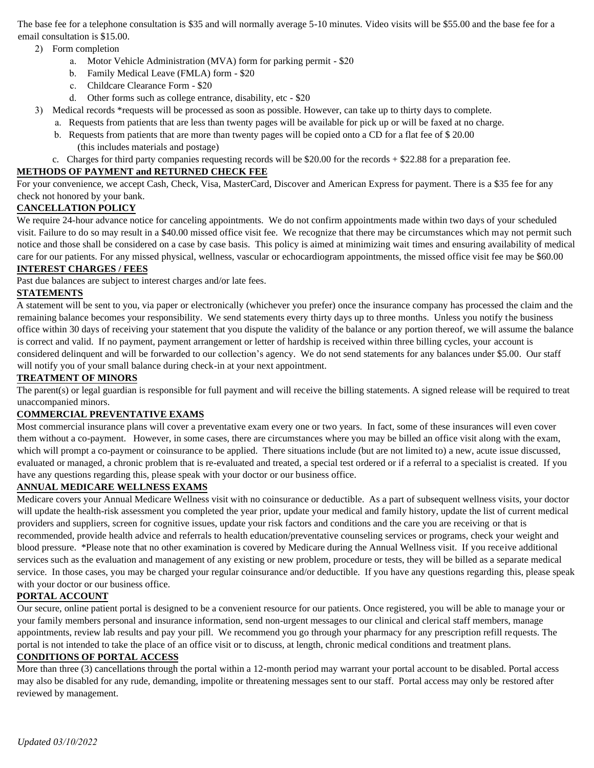The base fee for a telephone consultation is $35 and will normally average 5-10 minutes. Video visits will be $55.00 and the base fee for a email consultation is $15.00.

2) Form completion
   a. Motor Vehicle Administration (MVA) form for parking permit - $20
   b. Family Medical Leave (FMLA) form - $20
   c. Childcare Clearance Form - $20
   d. Other forms such as college entrance, disability, etc - $20
3) Medical records *requests will be processed as soon as possible. However, can take up to thirty days to complete.
   a. Requests from patients that are less than twenty pages will be available for pick up or will be faxed at no charge.
   b. Requests from patients that are more than twenty pages will be copied onto a CD for a flat fee of $ 20.00 (this includes materials and postage)
   c. Charges for third party companies requesting records will be $20.00 for the records + $22.88 for a preparation fee.

**METHODS OF PAYMENT and RETURNED CHECK FEE**

For your convenience, we accept Cash, Check, Visa, MasterCard, Discover and American Express for payment. There is a $35 fee for any check not honored by your bank.

**CANCELLATION POLICY**

We require 24-hour advance notice for canceling appointments. We do not confirm appointments made within two days of your scheduled visit. Failure to do so may result in a $40.00 missed office visit fee. We recognize that there may be circumstances which may not permit such notice and those shall be considered on a case by case basis. This policy is aimed at minimizing wait times and ensuring availability of medical care for our patients. For any missed physical, wellness, vascular or echocardiogram appointments, the missed office visit fee may be $60.00

**INTEREST CHARGES / FEES**

Past due balances are subject to interest charges and/or late fees.

**STATEMENTS**

A statement will be sent to you, via paper or electronically (whichever you prefer) once the insurance company has processed the claim and the remaining balance becomes your responsibility. We send statements every thirty days up to three months. Unless you notify the business office within 30 days of receiving your statement that you dispute the validity of the balance or any portion thereof, we will assume the balance is correct and valid. If no payment, payment arrangement or letter of hardship is received within three billing cycles, your account is considered delinquent and will be forwarded to our collection's agency. We do not send statements for any balances under $5.00. Our staff will notify you of your small balance during check-in at your next appointment.

**TREATMENT OF MINORS**

The parent(s) or legal guardian is responsible for full payment and will receive the billing statements. A signed release will be required to treat unaccompanied minors.

**COMMERCIAL PREVENTATIVE EXAMS**

Most commercial insurance plans will cover a preventative exam every one or two years. In fact, some of these insurances will even cover them without a co-payment. However, in some cases, there are circumstances where you may be billed an office visit along with the exam, which will prompt a co-payment or coinsurance to be applied. There situations include (but are not limited to) a new, acute issue discussed, evaluated or managed, a chronic problem that is re-evaluated and treated, a special test ordered or if a referral to a specialist is created. If you have any questions regarding this, please speak with your doctor or our business office.

**ANNUAL MEDICARE WELLNESS EXAMS**

Medicare covers your Annual Medicare Wellness visit with no coinsurance or deductible. As a part of subsequent wellness visits, your doctor will update the health-risk assessment you completed the year prior, update your medical and family history, update the list of current medical providers and suppliers, screen for cognitive issues, update your risk factors and conditions and the care you are receiving or that is recommended, provide health advice and referrals to health education/preventative counseling services or programs, check your weight and blood pressure. *Please note that no other examination is covered by Medicare during the Annual Wellness visit. If you receive additional services such as the evaluation and management of any existing or new problem, procedure or tests, they will be billed as a separate medical service. In those cases, you may be charged your regular coinsurance and/or deductible. If you have any questions regarding this, please speak with your doctor or our business office.

**PORTAL ACCOUNT**

Our secure, online patient portal is designed to be a convenient resource for our patients. Once registered, you will be able to manage your or your family members personal and insurance information, send non-urgent messages to our clinical and clerical staff members, manage appointments, review lab results and pay your pill. We recommend you go through your pharmacy for any prescription refill requests. The portal is not intended to take the place of an office visit or to discuss, at length, chronic medical conditions and treatment plans.

**CONDITIONS OF PORTAL ACCESS**

More than three (3) cancellations through the portal within a 12-month period may warrant your portal account to be disabled. Portal access may also be disabled for any rude, demanding, impolite or threatening messages sent to our staff. Portal access may only be restored after reviewed by management.

*Updated 03/10/2022*